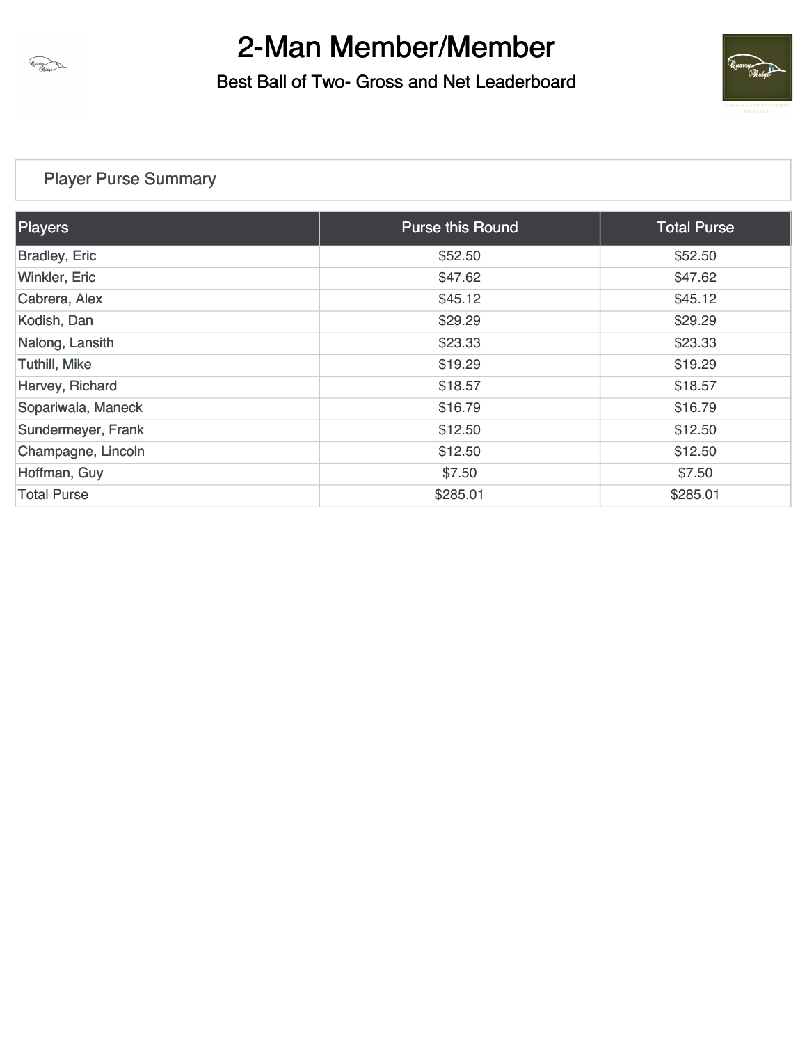# 2-Man Member/Member

## Best Ball of Two- Gross and Net Leaderboard

### Player Purse Summary

| Players | Purse this Round | Total Purse |
|---|---|---|
| Bradley, Eric | $52.50 | $52.50 |
| Winkler, Eric | $47.62 | $47.62 |
| Cabrera, Alex | $45.12 | $45.12 |
| Kodish, Dan | $29.29 | $29.29 |
| Nalong, Lansith | $23.33 | $23.33 |
| Tuthill, Mike | $19.29 | $19.29 |
| Harvey, Richard | $18.57 | $18.57 |
| Sopariwala, Maneck | $16.79 | $16.79 |
| Sundermeyer, Frank | $12.50 | $12.50 |
| Champagne, Lincoln | $12.50 | $12.50 |
| Hoffman, Guy | $7.50 | $7.50 |
| Total Purse | $285.01 | $285.01 |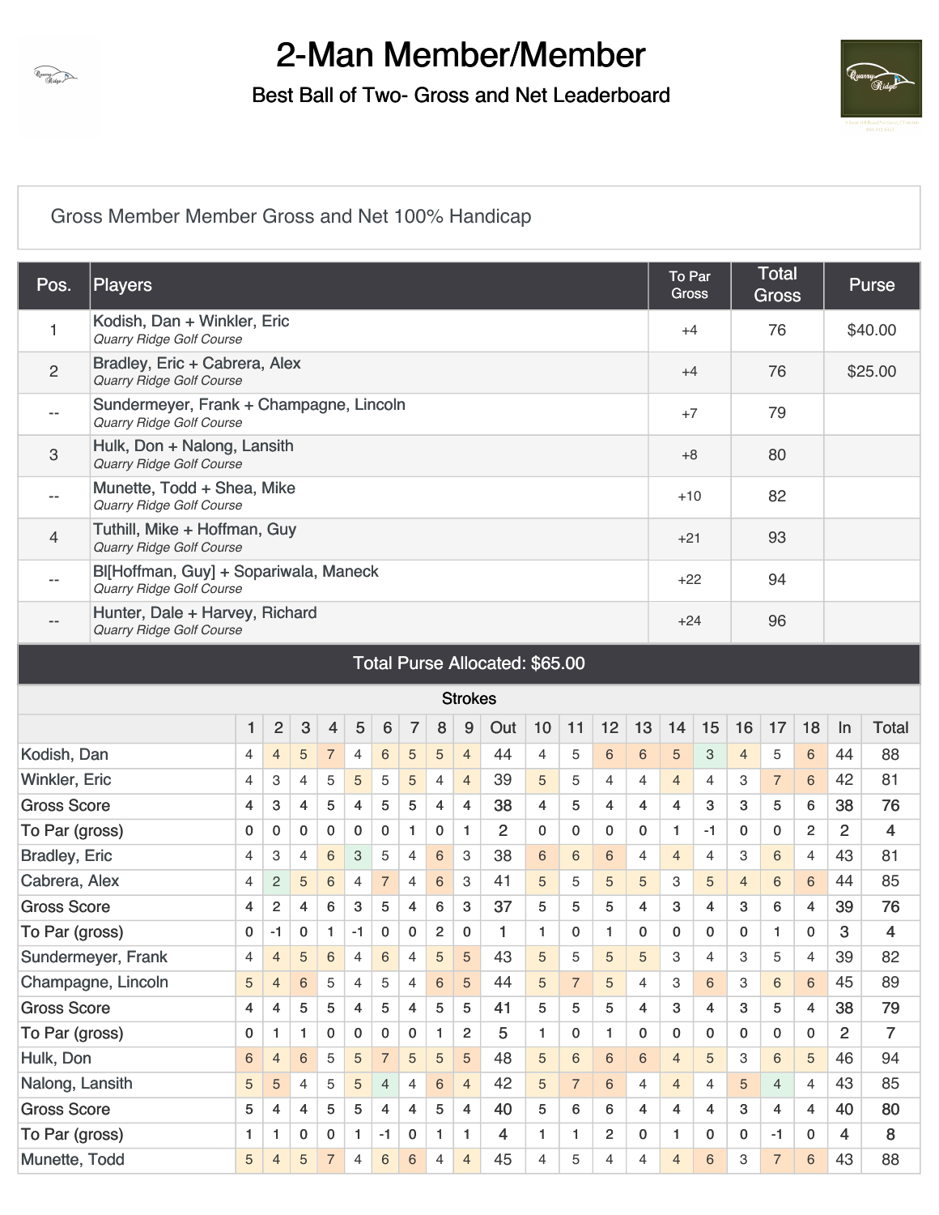# 2-Man Member/Member

## Best Ball of Two- Gross and Net Leaderboard

Gross Member Member Gross and Net 100% Handicap

| Pos. | Players | To Par Gross | Total Gross | Purse |
|---|---|---|---|---|
| 1 | Kodish, Dan + Winkler, Eric<br>*Quarry Ridge Golf Course* | +4 | 76 | $40.00 |
| 2 | Bradley, Eric + Cabrera, Alex<br>*Quarry Ridge Golf Course* | +4 | 76 | $25.00 |
| -- | Sundermeyer, Frank + Champagne, Lincoln<br>*Quarry Ridge Golf Course* | +7 | 79 | |
| 3 | Hulk, Don + Nalong, Lansith<br>*Quarry Ridge Golf Course* | +8 | 80 | |
| -- | Munette, Todd + Shea, Mike<br>*Quarry Ridge Golf Course* | +10 | 82 | |
| 4 | Tuthill, Mike + Hoffman, Guy<br>*Quarry Ridge Golf Course* | +21 | 93 | |
| -- | Bl[Hoffman, Guy] + Sopariwala, Maneck<br>*Quarry Ridge Golf Course* | +22 | 94 | |
| -- | Hunter, Dale + Harvey, Richard<br>*Quarry Ridge Golf Course* | +24 | 96 | |

Total Purse Allocated: $65.00

Strokes

| | 1 | 2 | 3 | 4 | 5 | 6 | 7 | 8 | 9 | Out | 10 | 11 | 12 | 13 | 14 | 15 | 16 | 17 | 18 | In | Total |
|---|---|---|---|---|---|---|---|---|---|---|---|---|---|---|---|---|---|---|---|---|---|
| Kodish, Dan | 4 | 4 | 5 | 7 | 4 | 6 | 5 | 5 | 4 | 44 | 4 | 5 | 6 | 6 | 5 | 3 | 4 | 5 | 6 | 44 | 88 |
| Winkler, Eric | 4 | 3 | 4 | 5 | 5 | 5 | 5 | 4 | 4 | 39 | 5 | 5 | 4 | 4 | 4 | 4 | 3 | 7 | 6 | 42 | 81 |
| Gross Score | 4 | 3 | 4 | 5 | 4 | 5 | 5 | 4 | 4 | 38 | 4 | 5 | 4 | 4 | 4 | 3 | 3 | 5 | 6 | 38 | 76 |
| To Par (gross) | 0 | 0 | 0 | 0 | 0 | 0 | 1 | 0 | 1 | 2 | 0 | 0 | 0 | 0 | 1 | -1 | 0 | 0 | 2 | 2 | 4 |
| Bradley, Eric | 4 | 3 | 4 | 6 | 3 | 5 | 4 | 6 | 3 | 38 | 6 | 6 | 6 | 4 | 4 | 4 | 3 | 6 | 4 | 43 | 81 |
| Cabrera, Alex | 4 | 2 | 5 | 6 | 4 | 7 | 4 | 6 | 3 | 41 | 5 | 5 | 5 | 5 | 3 | 5 | 4 | 6 | 6 | 44 | 85 |
| Gross Score | 4 | 2 | 4 | 6 | 3 | 5 | 4 | 6 | 3 | 37 | 5 | 5 | 5 | 4 | 3 | 4 | 3 | 6 | 4 | 39 | 76 |
| To Par (gross) | 0 | -1 | 0 | 1 | -1 | 0 | 0 | 2 | 0 | 1 | 1 | 0 | 1 | 0 | 0 | 0 | 0 | 1 | 0 | 3 | 4 |
| Sundermeyer, Frank | 4 | 4 | 5 | 6 | 4 | 6 | 4 | 5 | 5 | 43 | 5 | 5 | 5 | 5 | 3 | 4 | 3 | 5 | 4 | 39 | 82 |
| Champagne, Lincoln | 5 | 4 | 6 | 5 | 4 | 5 | 4 | 6 | 5 | 44 | 5 | 7 | 5 | 4 | 3 | 6 | 3 | 6 | 6 | 45 | 89 |
| Gross Score | 4 | 4 | 5 | 5 | 4 | 5 | 4 | 5 | 5 | 41 | 5 | 5 | 5 | 4 | 3 | 4 | 3 | 5 | 4 | 38 | 79 |
| To Par (gross) | 0 | 1 | 1 | 0 | 0 | 0 | 0 | 1 | 2 | 5 | 1 | 0 | 1 | 0 | 0 | 0 | 0 | 0 | 0 | 2 | 7 |
| Hulk, Don | 6 | 4 | 6 | 5 | 5 | 7 | 5 | 5 | 5 | 48 | 5 | 6 | 6 | 6 | 4 | 5 | 3 | 6 | 5 | 46 | 94 |
| Nalong, Lansith | 5 | 5 | 4 | 5 | 5 | 4 | 4 | 6 | 4 | 42 | 5 | 7 | 6 | 4 | 4 | 4 | 5 | 4 | 4 | 43 | 85 |
| Gross Score | 5 | 4 | 4 | 5 | 5 | 4 | 4 | 5 | 4 | 40 | 5 | 6 | 6 | 4 | 4 | 4 | 3 | 4 | 4 | 40 | 80 |
| To Par (gross) | 1 | 1 | 0 | 0 | 1 | -1 | 0 | 1 | 1 | 4 | 1 | 1 | 2 | 0 | 1 | 0 | 0 | -1 | 0 | 4 | 8 |
| Munette, Todd | 5 | 4 | 5 | 7 | 4 | 6 | 6 | 4 | 4 | 45 | 4 | 5 | 4 | 4 | 4 | 6 | 3 | 7 | 6 | 43 | 88 |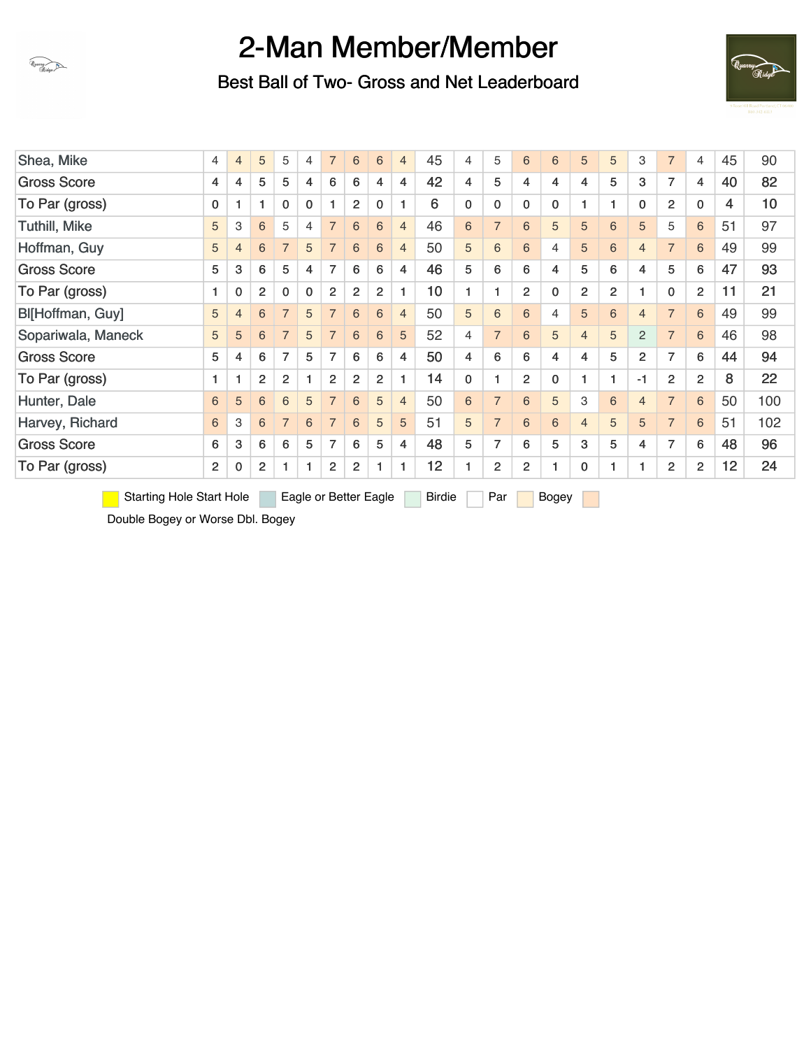# 2-Man Member/Member

## Best Ball of Two- Gross and Net Leaderboard

| | | | | | | | | | | | | | | | | | | | | | |
|---|---|---|---|---|---|---|---|---|---|---|---|---|---|---|---|---|---|---|---|---|---|
| Shea, Mike | 4 | 4 | 5 | 5 | 4 | 7 | 6 | 6 | 4 | 45 | 4 | 5 | 6 | 6 | 5 | 5 | 3 | 7 | 4 | 45 | 90 |
| Gross Score | 4 | 4 | 5 | 5 | 4 | 6 | 6 | 4 | 4 | 42 | 4 | 5 | 4 | 4 | 4 | 5 | 3 | 7 | 4 | 40 | 82 |
| To Par (gross) | 0 | 1 | 1 | 0 | 0 | 1 | 2 | 0 | 1 | 6 | 0 | 0 | 0 | 0 | 1 | 1 | 0 | 2 | 0 | 4 | 10 |
| Tuthill, Mike | 5 | 3 | 6 | 5 | 4 | 7 | 6 | 6 | 4 | 46 | 6 | 7 | 6 | 5 | 5 | 6 | 5 | 5 | 6 | 51 | 97 |
| Hoffman, Guy | 5 | 4 | 6 | 7 | 5 | 7 | 6 | 6 | 4 | 50 | 5 | 6 | 6 | 4 | 5 | 6 | 4 | 7 | 6 | 49 | 99 |
| Gross Score | 5 | 3 | 6 | 5 | 4 | 7 | 6 | 6 | 4 | 46 | 5 | 6 | 6 | 4 | 5 | 6 | 4 | 5 | 6 | 47 | 93 |
| To Par (gross) | 1 | 0 | 2 | 0 | 0 | 2 | 2 | 2 | 1 | 10 | 1 | 1 | 2 | 0 | 2 | 2 | 1 | 0 | 2 | 11 | 21 |
| Bl[Hoffman, Guy] | 5 | 4 | 6 | 7 | 5 | 7 | 6 | 6 | 4 | 50 | 5 | 6 | 6 | 4 | 5 | 6 | 4 | 7 | 6 | 49 | 99 |
| Sopariwala, Maneck | 5 | 5 | 6 | 7 | 5 | 7 | 6 | 6 | 5 | 52 | 4 | 7 | 6 | 5 | 4 | 5 | 2 | 7 | 6 | 46 | 98 |
| Gross Score | 5 | 4 | 6 | 7 | 5 | 7 | 6 | 6 | 4 | 50 | 4 | 6 | 6 | 4 | 4 | 5 | 2 | 7 | 6 | 44 | 94 |
| To Par (gross) | 1 | 1 | 2 | 2 | 1 | 2 | 2 | 2 | 1 | 14 | 0 | 1 | 2 | 0 | 1 | 1 | -1 | 2 | 2 | 8 | 22 |
| Hunter, Dale | 6 | 5 | 6 | 6 | 5 | 7 | 6 | 5 | 4 | 50 | 6 | 7 | 6 | 5 | 3 | 6 | 4 | 7 | 6 | 50 | 100 |
| Harvey, Richard | 6 | 3 | 6 | 7 | 6 | 7 | 6 | 5 | 5 | 51 | 5 | 7 | 6 | 6 | 4 | 5 | 5 | 7 | 6 | 51 | 102 |
| Gross Score | 6 | 3 | 6 | 6 | 5 | 7 | 6 | 5 | 4 | 48 | 5 | 7 | 6 | 5 | 3 | 5 | 4 | 7 | 6 | 48 | 96 |
| To Par (gross) | 2 | 0 | 2 | 1 | 1 | 2 | 2 | 1 | 1 | 12 | 1 | 2 | 2 | 1 | 0 | 1 | 1 | 2 | 2 | 12 | 24 |

Starting Hole Start Hole | Eagle or Better Eagle | Birdie | Par | Bogey | Double Bogey or Worse Dbl. Bogey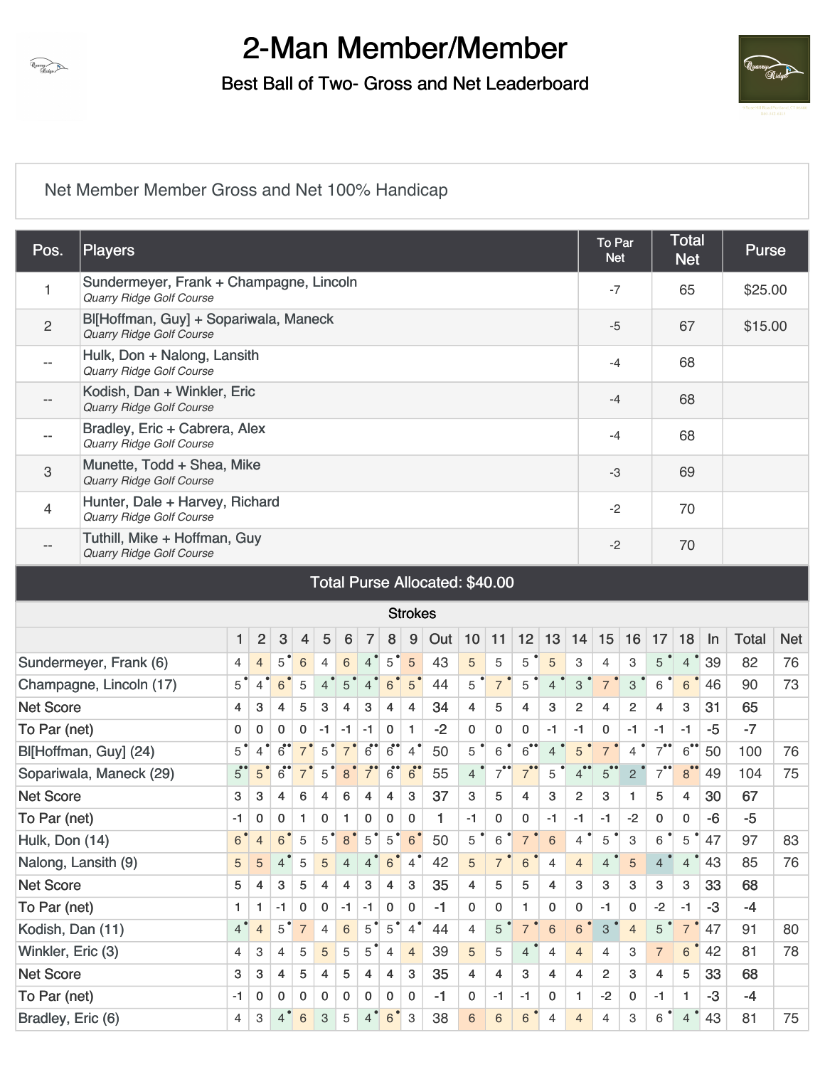# 2-Man Member/Member

## Best Ball of Two- Gross and Net Leaderboard

Net Member Member Gross and Net 100% Handicap

| Pos. | Players | To Par Net | Total Net | Purse |
|---|---|---|---|---|
| 1 | Sundermeyer, Frank + Champagne, Lincoln<br>*Quarry Ridge Golf Course* | -7 | 65 | $25.00 |
| 2 | Bl[Hoffman, Guy] + Sopariwala, Maneck<br>*Quarry Ridge Golf Course* | -5 | 67 | $15.00 |
| -- | Hulk, Don + Nalong, Lansith<br>*Quarry Ridge Golf Course* | -4 | 68 | |
| -- | Kodish, Dan + Winkler, Eric<br>*Quarry Ridge Golf Course* | -4 | 68 | |
| -- | Bradley, Eric + Cabrera, Alex<br>*Quarry Ridge Golf Course* | -4 | 68 | |
| 3 | Munette, Todd + Shea, Mike<br>*Quarry Ridge Golf Course* | -3 | 69 | |
| 4 | Hunter, Dale + Harvey, Richard<br>*Quarry Ridge Golf Course* | -2 | 70 | |
| -- | Tuthill, Mike + Hoffman, Guy<br>*Quarry Ridge Golf Course* | -2 | 70 | |

Total Purse Allocated: $40.00

Strokes

| | 1 | 2 | 3 | 4 | 5 | 6 | 7 | 8 | 9 | Out | 10 | 11 | 12 | 13 | 14 | 15 | 16 | 17 | 18 | In | Total | Net |
|---|---|---|---|---|---|---|---|---|---|---|---|---|---|---|---|---|---|---|---|---|---|---|
| Sundermeyer, Frank (6) | 4 | 4 | 5 | 6 | 4 | 6 | 4 | 5 | 5 | 43 | 5 | 5 | 5 | 5 | 3 | 4 | 3 | 5 | 4 | 39 | 82 | 76 |
| Champagne, Lincoln (17) | 5 | 4 | 6 | 5 | 4 | 5 | 4 | 6 | 5 | 44 | 5 | 7 | 5 | 4 | 3 | 7 | 3 | 6 | 6 | 46 | 90 | 73 |
| Net Score | 4 | 3 | 4 | 5 | 3 | 4 | 3 | 4 | 4 | 34 | 4 | 5 | 4 | 3 | 2 | 4 | 2 | 4 | 3 | 31 | 65 | |
| To Par (net) | 0 | 0 | 0 | 0 | -1 | -1 | -1 | 0 | 1 | -2 | 0 | 0 | 0 | -1 | -1 | 0 | -1 | -1 | -1 | -5 | -7 | |
| Bl[Hoffman, Guy] (24) | 5 | 4 | 6 | 7 | 5 | 7 | 6 | 6 | 4 | 50 | 5 | 6 | 6 | 4 | 5 | 7 | 4 | 7 | 6 | 50 | 100 | 76 |
| Sopariwala, Maneck (29) | 5 | 5 | 6 | 7 | 5 | 8 | 7 | 6 | 6 | 55 | 4 | 7 | 7 | 5 | 4 | 5 | 2 | 7 | 8 | 49 | 104 | 75 |
| Net Score | 3 | 3 | 4 | 6 | 4 | 6 | 4 | 4 | 3 | 37 | 3 | 5 | 4 | 3 | 2 | 3 | 1 | 5 | 4 | 30 | 67 | |
| To Par (net) | -1 | 0 | 0 | 1 | 0 | 1 | 0 | 0 | 0 | 1 | -1 | 0 | 0 | -1 | -1 | -1 | -2 | 0 | 0 | -6 | -5 | |
| Hulk, Don (14) | 6 | 4 | 6 | 5 | 5 | 8 | 5 | 5 | 6 | 50 | 5 | 6 | 7 | 6 | 4 | 5 | 3 | 6 | 5 | 47 | 97 | 83 |
| Nalong, Lansith (9) | 5 | 5 | 4 | 5 | 5 | 4 | 4 | 6 | 4 | 42 | 5 | 7 | 6 | 4 | 4 | 4 | 5 | 4 | 4 | 43 | 85 | 76 |
| Net Score | 5 | 4 | 3 | 5 | 4 | 4 | 3 | 4 | 3 | 35 | 4 | 5 | 5 | 4 | 3 | 3 | 3 | 3 | 3 | 33 | 68 | |
| To Par (net) | 1 | 1 | -1 | 0 | 0 | -1 | -1 | 0 | 0 | -1 | 0 | 0 | 1 | 0 | 0 | -1 | 0 | -2 | -1 | -3 | -4 | |
| Kodish, Dan (11) | 4 | 4 | 5 | 7 | 4 | 6 | 5 | 5 | 4 | 44 | 4 | 5 | 7 | 6 | 6 | 3 | 4 | 5 | 7 | 47 | 91 | 80 |
| Winkler, Eric (3) | 4 | 3 | 4 | 5 | 5 | 5 | 5 | 4 | 4 | 39 | 5 | 5 | 4 | 4 | 4 | 4 | 3 | 7 | 6 | 42 | 81 | 78 |
| Net Score | 3 | 3 | 4 | 5 | 4 | 5 | 4 | 4 | 3 | 35 | 4 | 4 | 3 | 4 | 4 | 2 | 3 | 4 | 5 | 33 | 68 | |
| To Par (net) | -1 | 0 | 0 | 0 | 0 | 0 | 0 | 0 | 0 | -1 | 0 | -1 | -1 | 0 | 1 | -2 | 0 | -1 | 1 | -3 | -4 | |
| Bradley, Eric (6) | 4 | 3 | 4 | 6 | 3 | 5 | 4 | 6 | 3 | 38 | 6 | 6 | 6 | 4 | 4 | 4 | 3 | 6 | 4 | 43 | 81 | 75 |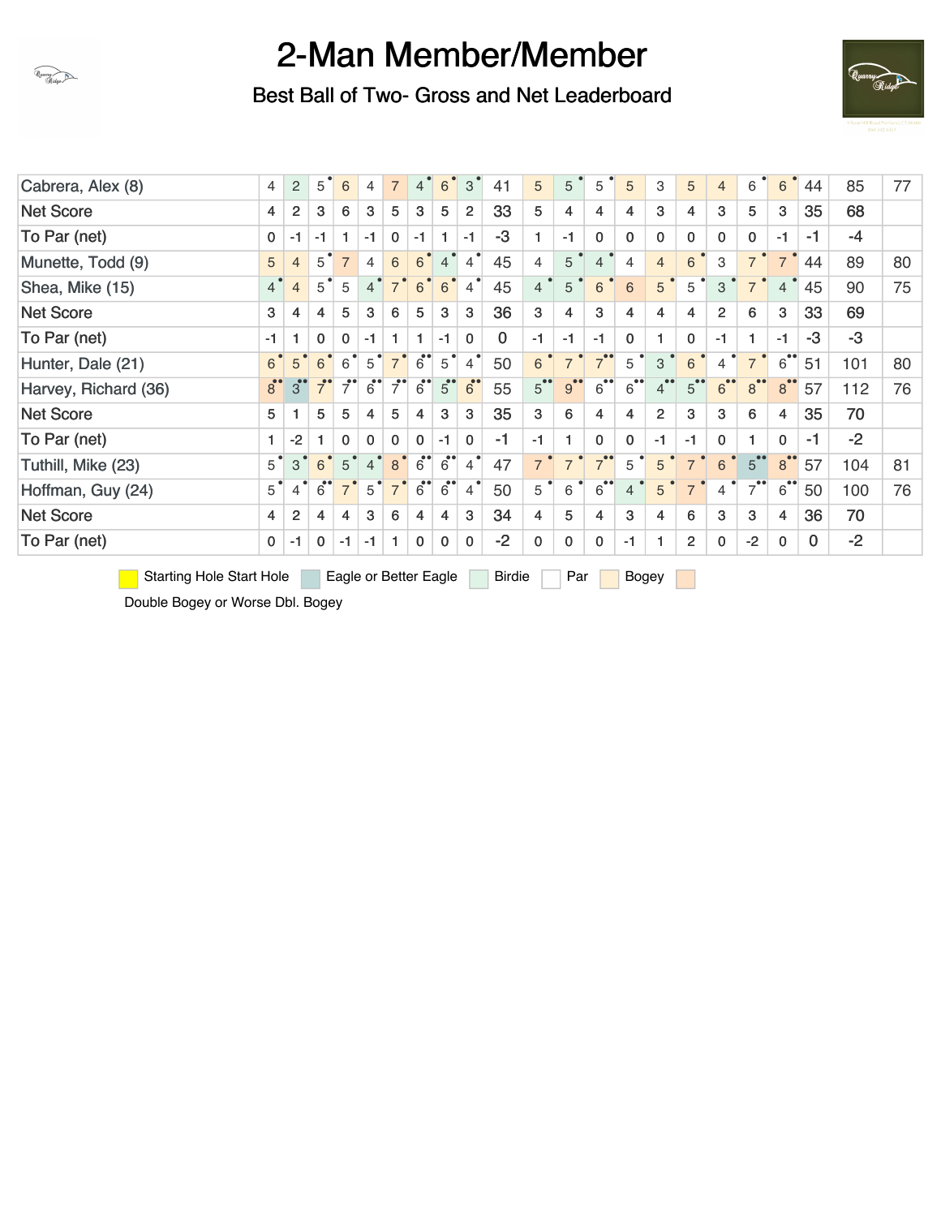# 2-Man Member/Member

## Best Ball of Two- Gross and Net Leaderboard

| | | | | | | | | | | | | | | | | | | | | | | |
|---|---|---|---|---|---|---|---|---|---|---|---|---|---|---|---|---|---|---|---|---|---|---|
| Cabrera, Alex (8) | 4 | 2 | 5 | 6 | 4 | 7 | 4 | 6 | 3 | 41 | 5 | 5 | 5 | 5 | 3 | 5 | 4 | 6 | 6 | 44 | 85 | 77 |
| Net Score | 4 | 2 | 3 | 6 | 3 | 5 | 3 | 5 | 2 | 33 | 5 | 4 | 4 | 4 | 3 | 4 | 3 | 5 | 3 | 35 | 68 | |
| To Par (net) | 0 | -1 | -1 | 1 | -1 | 0 | -1 | 1 | -1 | -3 | 1 | -1 | 0 | 0 | 0 | 0 | 0 | 0 | -1 | -1 | -4 | |
| Munette, Todd (9) | 5 | 4 | 5 | 7 | 4 | 6 | 6 | 4 | 4 | 45 | 4 | 5 | 4 | 4 | 4 | 6 | 3 | 7 | 7 | 44 | 89 | 80 |
| Shea, Mike (15) | 4 | 4 | 5 | 5 | 4 | 7 | 6 | 6 | 4 | 45 | 4 | 5 | 6 | 6 | 5 | 5 | 3 | 7 | 4 | 45 | 90 | 75 |
| Net Score | 3 | 4 | 4 | 5 | 3 | 6 | 5 | 3 | 3 | 36 | 3 | 4 | 3 | 4 | 4 | 4 | 2 | 6 | 3 | 33 | 69 | |
| To Par (net) | -1 | 1 | 0 | 0 | -1 | 1 | 1 | -1 | 0 | 0 | -1 | -1 | -1 | 0 | 1 | 0 | -1 | 1 | -1 | -3 | -3 | |
| Hunter, Dale (21) | 6 | 5 | 6 | 6 | 5 | 7 | 6 | 5 | 4 | 50 | 6 | 7 | 7 | 5 | 3 | 6 | 4 | 7 | 6 | 51 | 101 | 80 |
| Harvey, Richard (36) | 8 | 3 | 7 | 7 | 6 | 7 | 6 | 5 | 6 | 55 | 5 | 9 | 6 | 6 | 4 | 5 | 6 | 8 | 8 | 57 | 112 | 76 |
| Net Score | 5 | 1 | 5 | 5 | 4 | 5 | 4 | 3 | 3 | 35 | 3 | 6 | 4 | 4 | 2 | 3 | 3 | 6 | 4 | 35 | 70 | |
| To Par (net) | 1 | -2 | 1 | 0 | 0 | 0 | 0 | -1 | 0 | -1 | -1 | 1 | 0 | 0 | -1 | -1 | 0 | 1 | 0 | -1 | -2 | |
| Tuthill, Mike (23) | 5 | 3 | 6 | 5 | 4 | 8 | 6 | 6 | 4 | 47 | 7 | 7 | 7 | 5 | 5 | 7 | 6 | 5 | 8 | 57 | 104 | 81 |
| Hoffman, Guy (24) | 5 | 4 | 6 | 7 | 5 | 7 | 6 | 6 | 4 | 50 | 5 | 6 | 6 | 4 | 5 | 7 | 4 | 7 | 6 | 50 | 100 | 76 |
| Net Score | 4 | 2 | 4 | 4 | 3 | 6 | 4 | 4 | 3 | 34 | 4 | 5 | 4 | 3 | 4 | 6 | 3 | 3 | 4 | 36 | 70 | |
| To Par (net) | 0 | -1 | 0 | -1 | -1 | 1 | 0 | 0 | 0 | -2 | 0 | 0 | 0 | -1 | 1 | 2 | 0 | -2 | 0 | 0 | -2 | |

Starting Hole Start Hole | Eagle or Better Eagle | Birdie | Par | Bogey | Double Bogey or Worse Dbl. Bogey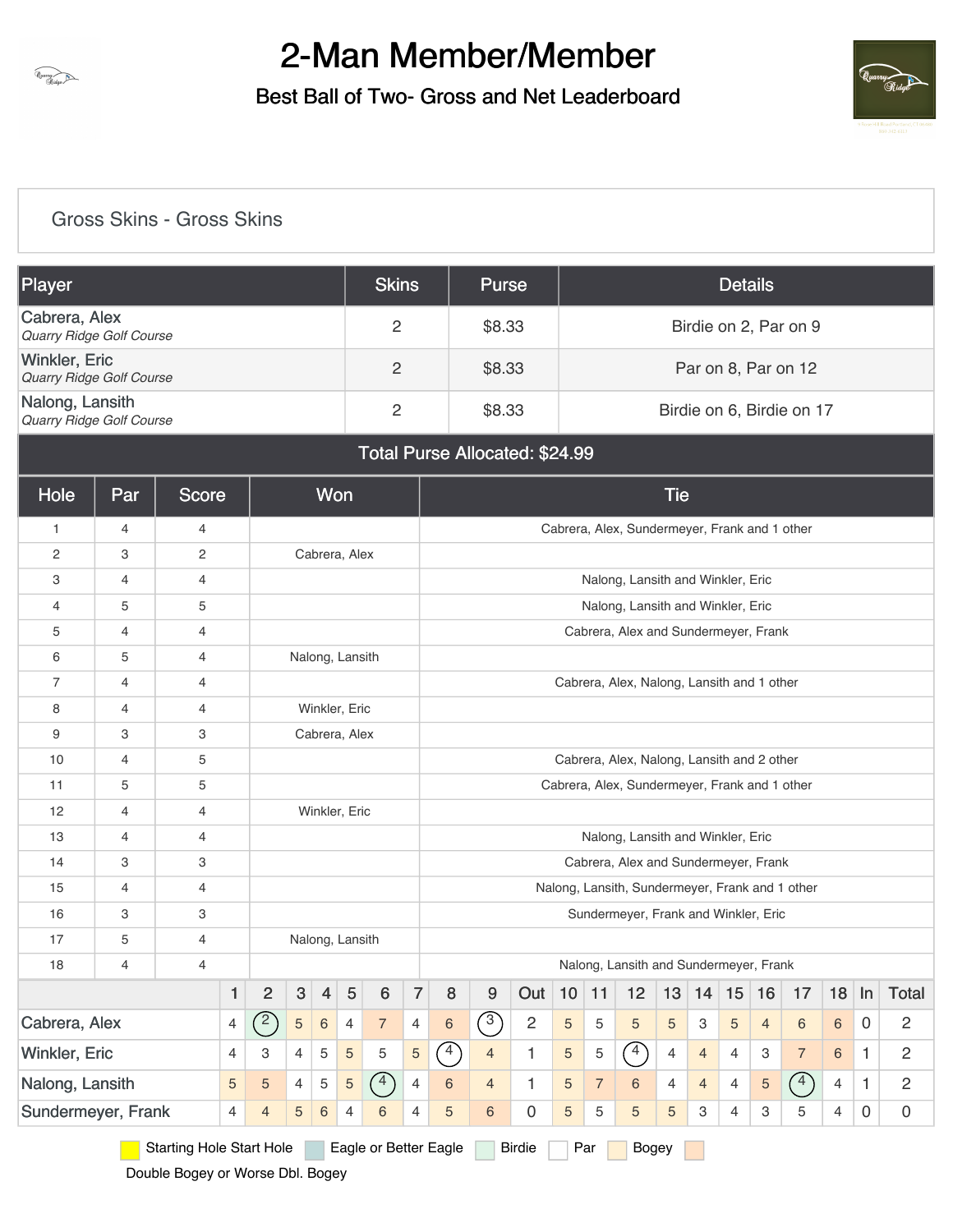# 2-Man Member/Member

## Best Ball of Two- Gross and Net Leaderboard

### Gross Skins - Gross Skins

| Player | Skins | Purse | Details |
|---|---|---|---|
| Cabrera, Alex *Quarry Ridge Golf Course* | 2 | $8.33 | Birdie on 2, Par on 9 |
| Winkler, Eric *Quarry Ridge Golf Course* | 2 | $8.33 | Par on 8, Par on 12 |
| Nalong, Lansith *Quarry Ridge Golf Course* | 2 | $8.33 | Birdie on 6, Birdie on 17 |

**Total Purse Allocated: $24.99**

| Hole | Par | Score | Won | Tie |
|---|---|---|---|---|
| 1 | 4 | 4 | | Cabrera, Alex, Sundermeyer, Frank and 1 other |
| 2 | 3 | 2 | Cabrera, Alex | |
| 3 | 4 | 4 | | Nalong, Lansith and Winkler, Eric |
| 4 | 5 | 5 | | Nalong, Lansith and Winkler, Eric |
| 5 | 4 | 4 | | Cabrera, Alex and Sundermeyer, Frank |
| 6 | 5 | 4 | Nalong, Lansith | |
| 7 | 4 | 4 | | Cabrera, Alex, Nalong, Lansith and 1 other |
| 8 | 4 | 4 | Winkler, Eric | |
| 9 | 3 | 3 | Cabrera, Alex | |
| 10 | 4 | 5 | | Cabrera, Alex, Nalong, Lansith and 2 other |
| 11 | 5 | 5 | | Cabrera, Alex, Sundermeyer, Frank and 1 other |
| 12 | 4 | 4 | Winkler, Eric | |
| 13 | 4 | 4 | | Nalong, Lansith and Winkler, Eric |
| 14 | 3 | 3 | | Cabrera, Alex and Sundermeyer, Frank |
| 15 | 4 | 4 | | Nalong, Lansith, Sundermeyer, Frank and 1 other |
| 16 | 3 | 3 | | Sundermeyer, Frank and Winkler, Eric |
| 17 | 5 | 4 | Nalong, Lansith | |
| 18 | 4 | 4 | | Nalong, Lansith and Sundermeyer, Frank |

| | 1 | 2 | 3 | 4 | 5 | 6 | 7 | 8 | 9 | Out | 10 | 11 | 12 | 13 | 14 | 15 | 16 | 17 | 18 | In | Total |
|---|---|---|---|---|---|---|---|---|---|---|---|---|---|---|---|---|---|---|---|---|---|
| Cabrera, Alex | 4 | 2 | 5 | 6 | 4 | 7 | 4 | 6 | 3 | 2 | 5 | 5 | 5 | 5 | 3 | 5 | 4 | 6 | 6 | 0 | 2 |
| Winkler, Eric | 4 | 3 | 4 | 5 | 5 | 5 | 5 | 4 | 4 | 1 | 5 | 5 | 4 | 4 | 4 | 4 | 3 | 7 | 6 | 1 | 2 |
| Nalong, Lansith | 5 | 5 | 4 | 5 | 5 | 4 | 4 | 6 | 4 | 1 | 5 | 7 | 6 | 4 | 4 | 4 | 5 | 4 | 4 | 1 | 2 |
| Sundermeyer, Frank | 4 | 4 | 5 | 6 | 4 | 6 | 4 | 5 | 6 | 0 | 5 | 5 | 5 | 5 | 3 | 4 | 3 | 5 | 4 | 0 | 0 |

Starting Hole Start Hole | Eagle or Better Eagle | Birdie | Par | Bogey | Double Bogey or Worse Dbl. Bogey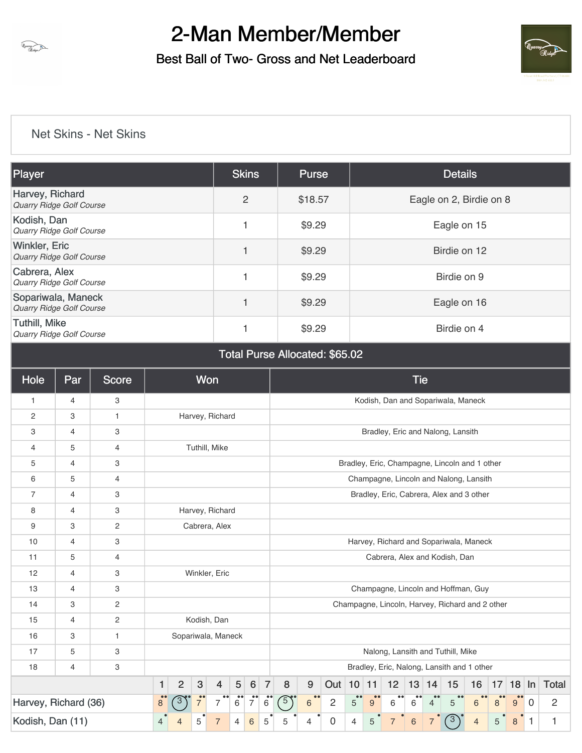# 2-Man Member/Member

## Best Ball of Two- Gross and Net Leaderboard

### Net Skins - Net Skins

| Player | Skins | Purse | Details |
|---|---|---|---|
| Harvey, Richard *Quarry Ridge Golf Course* | 2 | $18.57 | Eagle on 2, Birdie on 8 |
| Kodish, Dan *Quarry Ridge Golf Course* | 1 | $9.29 | Eagle on 15 |
| Winkler, Eric *Quarry Ridge Golf Course* | 1 | $9.29 | Birdie on 12 |
| Cabrera, Alex *Quarry Ridge Golf Course* | 1 | $9.29 | Birdie on 9 |
| Sopariwala, Maneck *Quarry Ridge Golf Course* | 1 | $9.29 | Eagle on 16 |
| Tuthill, Mike *Quarry Ridge Golf Course* | 1 | $9.29 | Birdie on 4 |

**Total Purse Allocated: $65.02**

| Hole | Par | Score | Won | Tie |
|---|---|---|---|---|
| 1 | 4 | 3 | | Kodish, Dan and Sopariwala, Maneck |
| 2 | 3 | 1 | Harvey, Richard | |
| 3 | 4 | 3 | | Bradley, Eric and Nalong, Lansith |
| 4 | 5 | 4 | Tuthill, Mike | |
| 5 | 4 | 3 | | Bradley, Eric, Champagne, Lincoln and 1 other |
| 6 | 5 | 4 | | Champagne, Lincoln and Nalong, Lansith |
| 7 | 4 | 3 | | Bradley, Eric, Cabrera, Alex and 3 other |
| 8 | 4 | 3 | Harvey, Richard | |
| 9 | 3 | 2 | Cabrera, Alex | |
| 10 | 4 | 3 | | Harvey, Richard and Sopariwala, Maneck |
| 11 | 5 | 4 | | Cabrera, Alex and Kodish, Dan |
| 12 | 4 | 3 | Winkler, Eric | |
| 13 | 4 | 3 | | Champagne, Lincoln and Hoffman, Guy |
| 14 | 3 | 2 | | Champagne, Lincoln, Harvey, Richard and 2 other |
| 15 | 4 | 2 | Kodish, Dan | |
| 16 | 3 | 1 | Sopariwala, Maneck | |
| 17 | 5 | 3 | | Nalong, Lansith and Tuthill, Mike |
| 18 | 4 | 3 | | Bradley, Eric, Nalong, Lansith and 1 other |

| | 1 | 2 | 3 | 4 | 5 | 6 | 7 | 8 | 9 | Out | 10 | 11 | 12 | 13 | 14 | 15 | 16 | 17 | 18 | In | Total |
|---|---|---|---|---|---|---|---|---|---|---|---|---|---|---|---|---|---|---|---|---|---|
| Harvey, Richard (36) | 8 | 3 | 7 | 7 | 6 | 7 | 6 | 5 | 6 | 2 | 5 | 9 | 6 | 6 | 4 | 5 | 6 | 8 | 9 | 0 | 2 |
| Kodish, Dan (11) | 4 | 4 | 5 | 7 | 4 | 6 | 5 | 5 | 4 | 0 | 4 | 5 | 7 | 6 | 7 | 3 | 4 | 5 | 8 | 1 | 1 |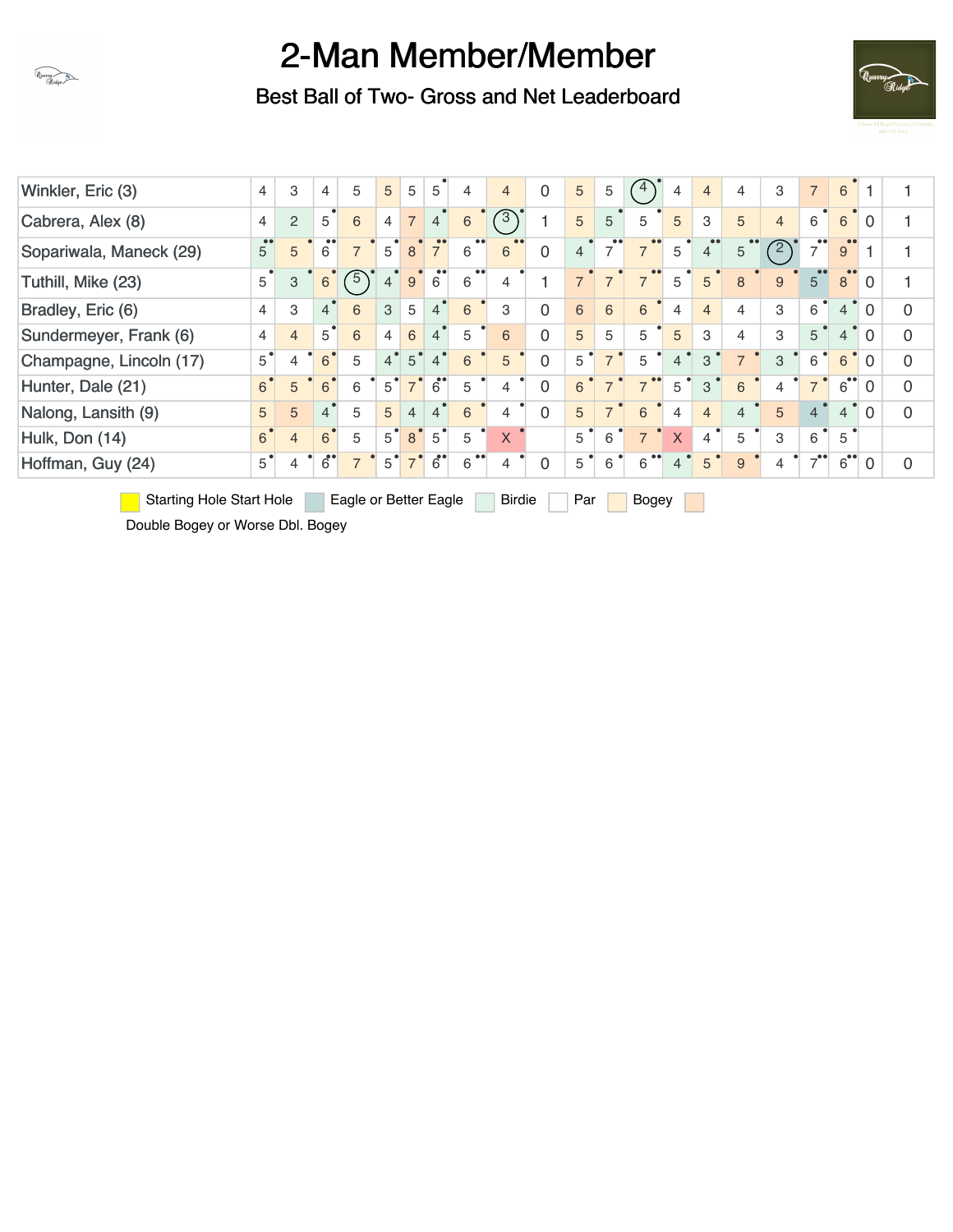# 2-Man Member/Member

## Best Ball of Two- Gross and Net Leaderboard

| Player | | | | | | | | | | | | | | | | | | | | | |
|---|---|---|---|---|---|---|---|---|---|---|---|---|---|---|---|---|---|---|---|---|---|
| Winkler, Eric (3) | 4 | 3 | 4 | 5 | 5 | 5 | 5 | 4 | 4 | 0 | 5 | 5 | 4 | 4 | 4 | 4 | 3 | 7 | 6 | 1 | 1 |
| Cabrera, Alex (8) | 4 | 2 | 5 | 6 | 4 | 7 | 4 | 6 | 3 | 1 | 5 | 5 | 5 | 5 | 3 | 5 | 4 | 6 | 6 | 0 | 1 |
| Sopariwala, Maneck (29) | 5 | 5 | 6 | 7 | 5 | 8 | 7 | 6 | 6 | 0 | 4 | 7 | 7 | 5 | 4 | 5 | 2 | 7 | 9 | 1 | 1 |
| Tuthill, Mike (23) | 5 | 3 | 6 | 5 | 4 | 9 | 6 | 6 | 4 | 1 | 7 | 7 | 7 | 5 | 5 | 8 | 9 | 5 | 8 | 0 | 1 |
| Bradley, Eric (6) | 4 | 3 | 4 | 6 | 3 | 5 | 4 | 6 | 3 | 0 | 6 | 6 | 6 | 4 | 4 | 4 | 3 | 6 | 4 | 0 | 0 |
| Sundermeyer, Frank (6) | 4 | 4 | 5 | 6 | 4 | 6 | 4 | 5 | 6 | 0 | 5 | 5 | 5 | 5 | 3 | 4 | 3 | 5 | 4 | 0 | 0 |
| Champagne, Lincoln (17) | 5 | 4 | 6 | 5 | 4 | 5 | 4 | 6 | 5 | 0 | 5 | 7 | 5 | 4 | 3 | 7 | 3 | 6 | 6 | 0 | 0 |
| Hunter, Dale (21) | 6 | 5 | 6 | 6 | 5 | 7 | 6 | 5 | 4 | 0 | 6 | 7 | 7 | 5 | 3 | 6 | 4 | 7 | 6 | 0 | 0 |
| Nalong, Lansith (9) | 5 | 5 | 4 | 5 | 5 | 4 | 4 | 6 | 4 | 0 | 5 | 7 | 6 | 4 | 4 | 4 | 5 | 4 | 4 | 0 | 0 |
| Hulk, Don (14) | 6 | 4 | 6 | 5 | 5 | 8 | 5 | 5 | X | | 5 | 6 | 7 | X | 4 | 5 | 3 | 6 | 5 | | |
| Hoffman, Guy (24) | 5 | 4 | 6 | 7 | 5 | 7 | 6 | 6 | 4 | 0 | 5 | 6 | 6 | 4 | 5 | 9 | 4 | 7 | 6 | 0 | 0 |

Starting Hole Start Hole | Eagle or Better Eagle | Birdie | Par | Bogey | Double Bogey or Worse Dbl. Bogey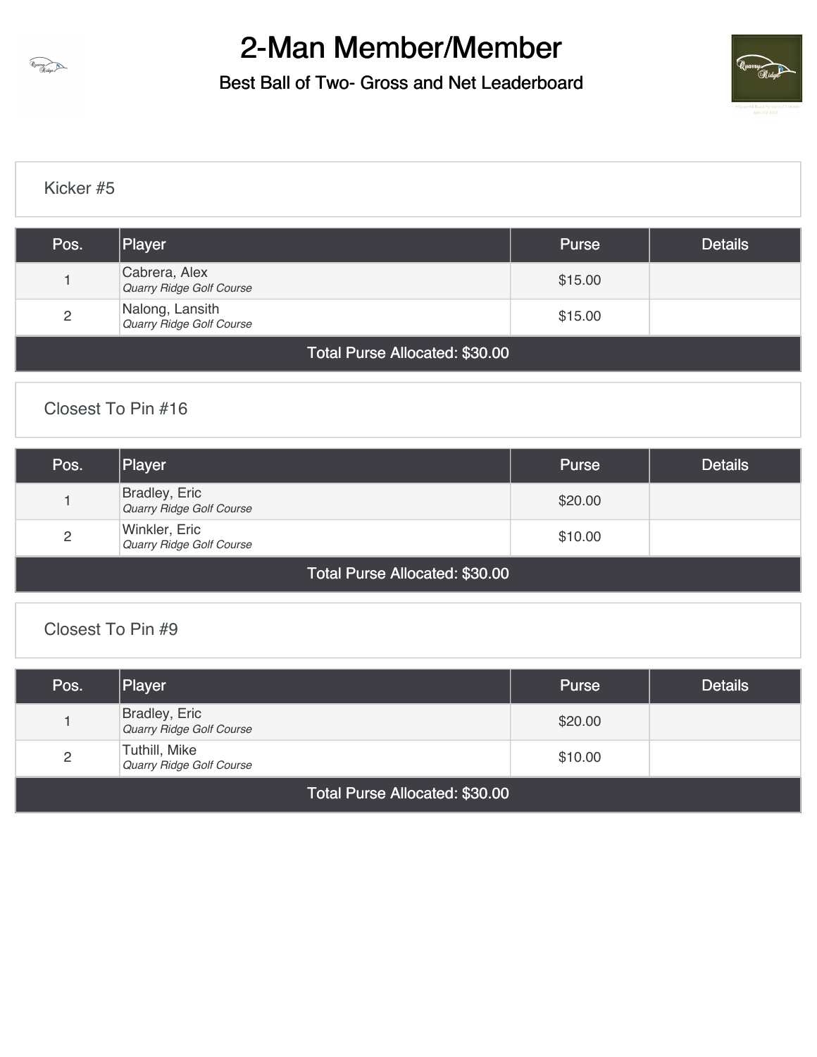# 2-Man Member/Member

## Best Ball of Two- Gross and Net Leaderboard

### Kicker #5

| Pos. | Player | Purse | Details |
|---|---|---|---|
| 1 | Cabrera, Alex *Quarry Ridge Golf Course* | $15.00 | |
| 2 | Nalong, Lansith *Quarry Ridge Golf Course* | $15.00 | |
| Total Purse Allocated: $30.00 | | | |

### Closest To Pin #16

| Pos. | Player | Purse | Details |
|---|---|---|---|
| 1 | Bradley, Eric *Quarry Ridge Golf Course* | $20.00 | |
| 2 | Winkler, Eric *Quarry Ridge Golf Course* | $10.00 | |
| Total Purse Allocated: $30.00 | | | |

### Closest To Pin #9

| Pos. | Player | Purse | Details |
|---|---|---|---|
| 1 | Bradley, Eric *Quarry Ridge Golf Course* | $20.00 | |
| 2 | Tuthill, Mike *Quarry Ridge Golf Course* | $10.00 | |
| Total Purse Allocated: $30.00 | | | |